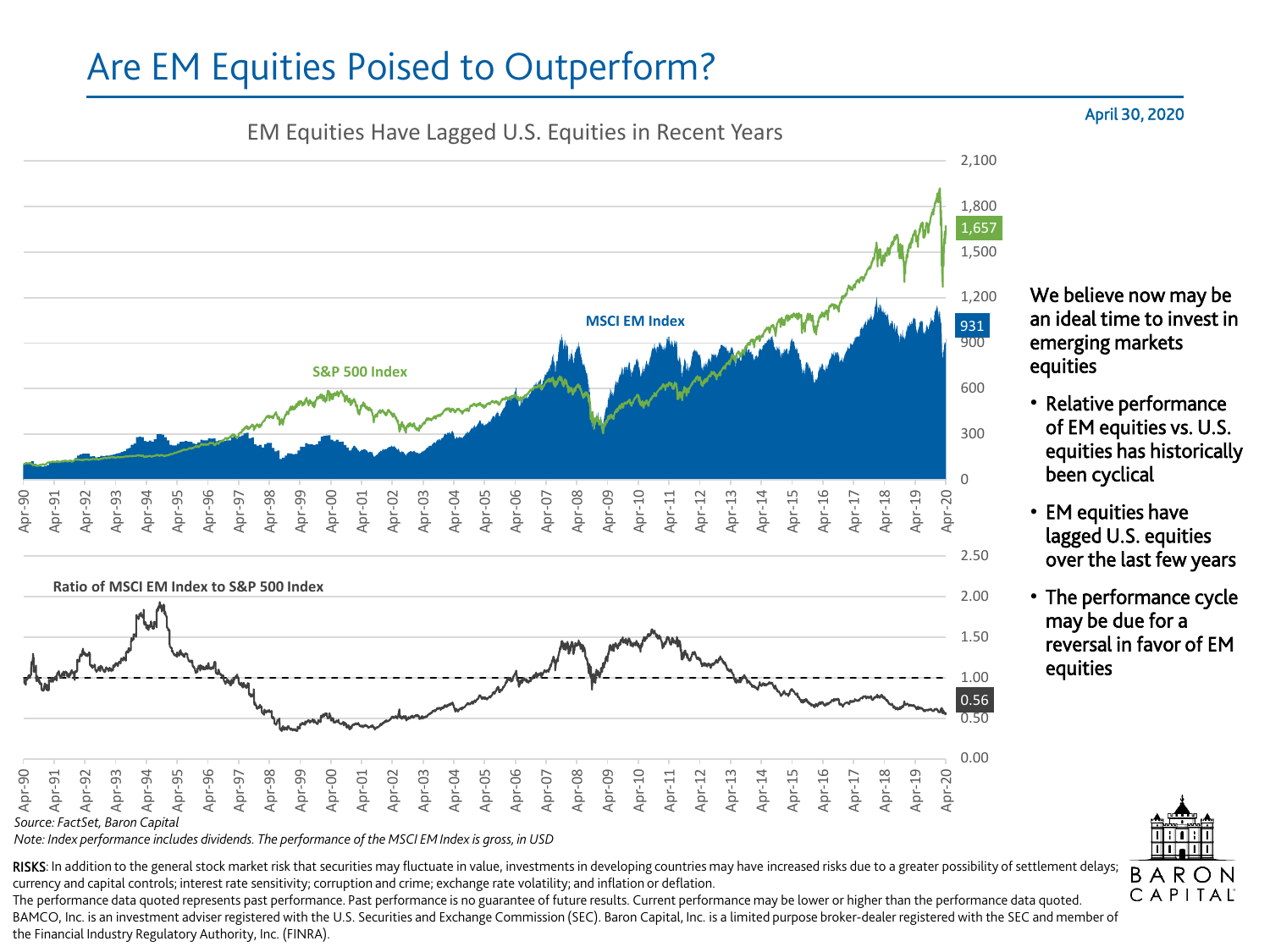# Are EM Equities Poised to Outperform?

April 30, 2020

## EM Equities Have Lagged U.S. Equities in Recent Years

MSCI EM Index: 931

S&P 500 Index: 1,657

Ratio of MSCI EM Index to S&P 500 Index: 0.56

**We believe now may be an ideal time to invest in emerging markets equities**

- Relative performance of EM equities vs. U.S. equities has historically been cyclical
- EM equities have lagged U.S. equities over the last few years
- The performance cycle may be due for a reversal in favor of EM equities

*Source: FactSet, Baron Capital*

*Note: Index performance includes dividends. The performance of the MSCI EM Index is gross, in USD*

RISKS: In addition to the general stock market risk that securities may fluctuate in value, investments in developing countries may have increased risks due to a greater possibility of settlement delays; currency and capital controls; interest rate sensitivity; corruption and crime; exchange rate volatility; and inflation or deflation.

The performance data quoted represents past performance. Past performance is no guarantee of future results. Current performance may be lower or higher than the performance data quoted.

BAMCO, Inc. is an investment adviser registered with the U.S. Securities and Exchange Commission (SEC). Baron Capital, Inc. is a limited purpose broker-dealer registered with the SEC and member of the Financial Industry Regulatory Authority, Inc. (FINRA).

BARON CAPITAL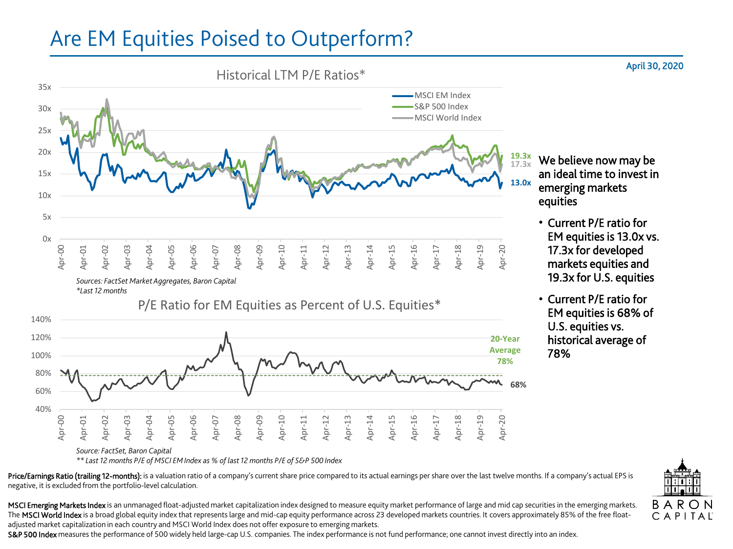# Are EM Equities Poised to Outperform?

April 30, 2020

Historical LTM P/E Ratios*

MSCI EM Index
S&P 500 Index
MSCI World Index

35x
30x
25x
20x
15x
10x
5x
0x

Apr-00, Apr-01, Apr-02, Apr-03, Apr-04, Apr-05, Apr-06, Apr-07, Apr-08, Apr-09, Apr-10, Apr-11, Apr-12, Apr-13, Apr-14, Apr-15, Apr-16, Apr-17, Apr-18, Apr-19, Apr-20

19.3x
17.3x
13.0x

*Sources: FactSet Market Aggregates, Baron Capital*
*\*Last 12 months*

P/E Ratio for EM Equities as Percent of U.S. Equities*

140%
120%
100%
80%
60%
40%

Apr-00, Apr-01, Apr-02, Apr-03, Apr-04, Apr-05, Apr-06, Apr-07, Apr-08, Apr-09, Apr-10, Apr-11, Apr-12, Apr-13, Apr-14, Apr-15, Apr-16, Apr-17, Apr-18, Apr-19, Apr-20

20-Year Average 78%

68%

*Source: FactSet, Baron Capital*
*\*\* Last 12 months P/E of MSCI EM Index as % of last 12 months P/E of S&P 500 Index*

We believe now may be an ideal time to invest in emerging markets equities

- Current P/E ratio for EM equities is 13.0x vs. 17.3x for developed markets equities and 19.3x for U.S. equities
- Current P/E ratio for EM equities is 68% of U.S. equities vs. historical average of 78%

**Price/Earnings Ratio (trailing 12-months):** is a valuation ratio of a company's current share price compared to its actual earnings per share over the last twelve months. If a company's actual EPS is negative, it is excluded from the portfolio-level calculation.

**MSCI Emerging Markets Index** is an unmanaged float-adjusted market capitalization index designed to measure equity market performance of large and mid cap securities in the emerging markets. The **MSCI World Index** is a broad global equity index that represents large and mid-cap equity performance across 23 developed markets countries. It covers approximately 85% of the free float-adjusted market capitalization in each country and MSCI World Index does not offer exposure to emerging markets.
**S&P 500 Index** measures the performance of 500 widely held large-cap U.S. companies. The index performance is not fund performance; one cannot invest directly into an index.

BARON CAPITAL